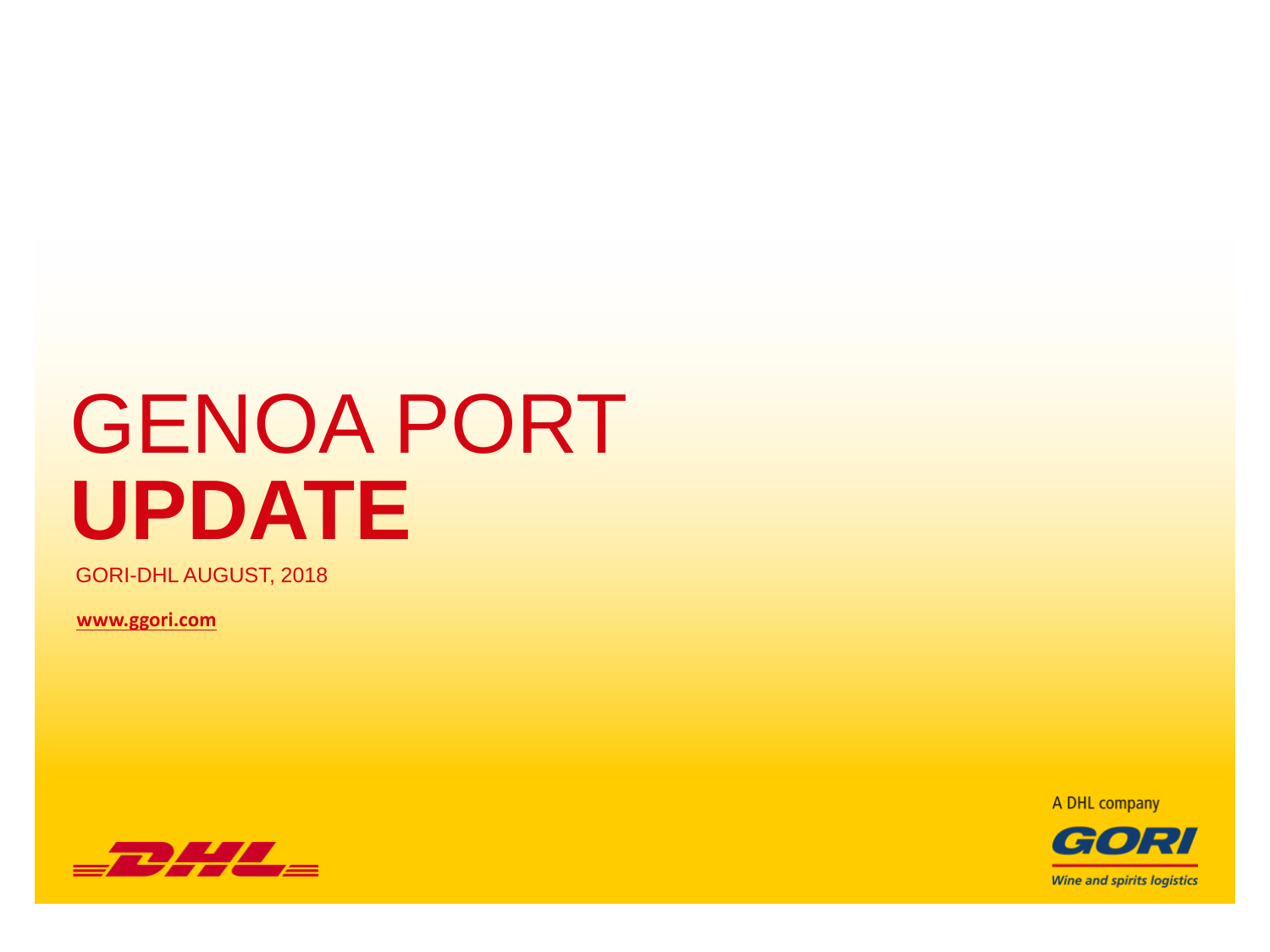# GENOA PORT **UPDATE**

GORI-DHL AUGUST, 2018

www.ggori.com

A DHL company

GORI

*Wine and spirits logistics*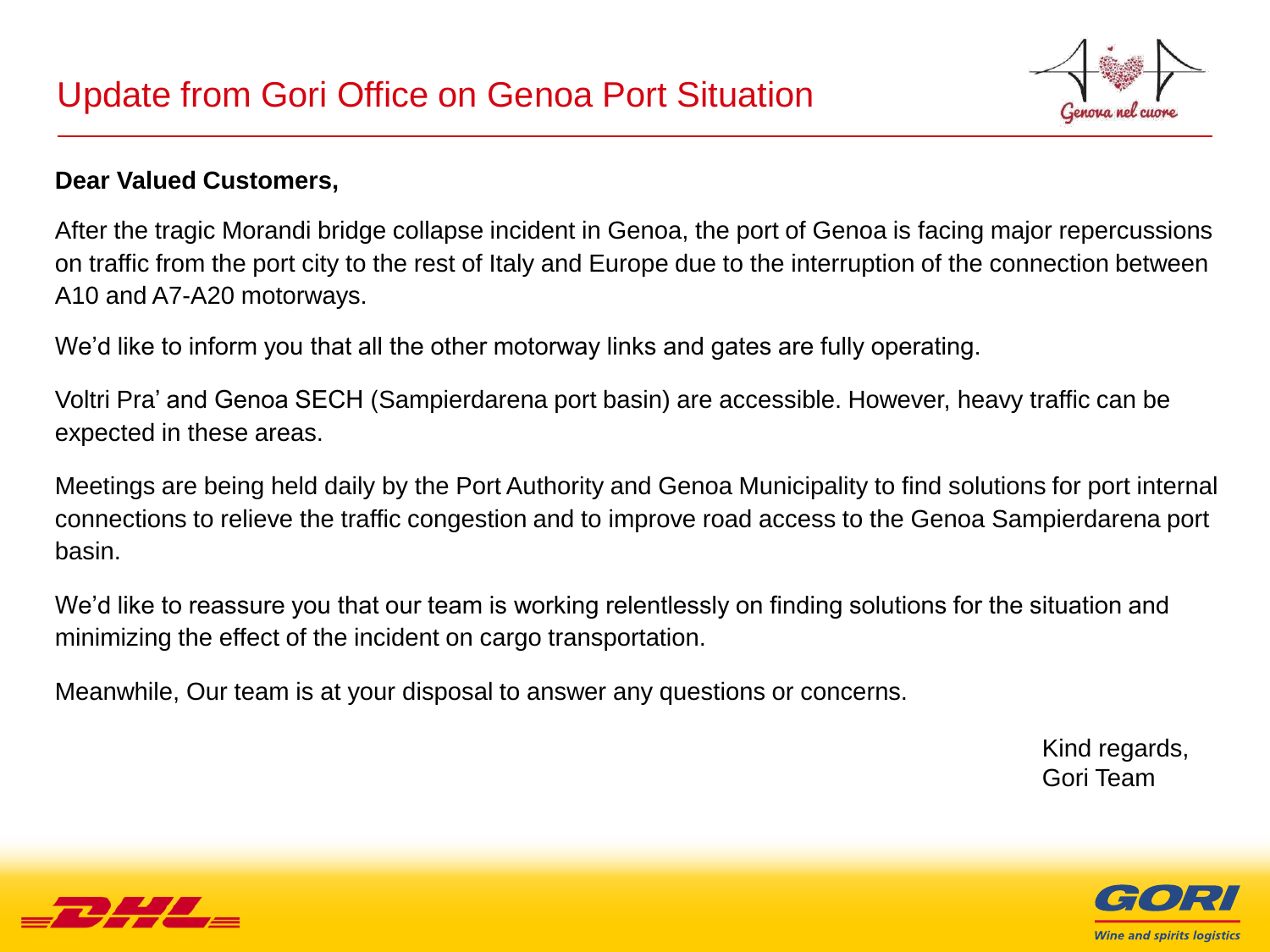# Update from Gori Office on Genoa Port Situation

**Dear Valued Customers,**

After the tragic Morandi bridge collapse incident in Genoa, the port of Genoa is facing major repercussions on traffic from the port city to the rest of Italy and Europe due to the interruption of the connection between A10 and A7-A20 motorways.

We'd like to inform you that all the other motorway links and gates are fully operating.

Voltri Pra' and Genoa SECH (Sampierdarena port basin) are accessible. However, heavy traffic can be expected in these areas.

Meetings are being held daily by the Port Authority and Genoa Municipality to find solutions for port internal connections to relieve the traffic congestion and to improve road access to the Genoa Sampierdarena port basin.

We'd like to reassure you that our team is working relentlessly on finding solutions for the situation and minimizing the effect of the incident on cargo transportation.

Meanwhile, Our team is at your disposal to answer any questions or concerns.

Kind regards,
Gori Team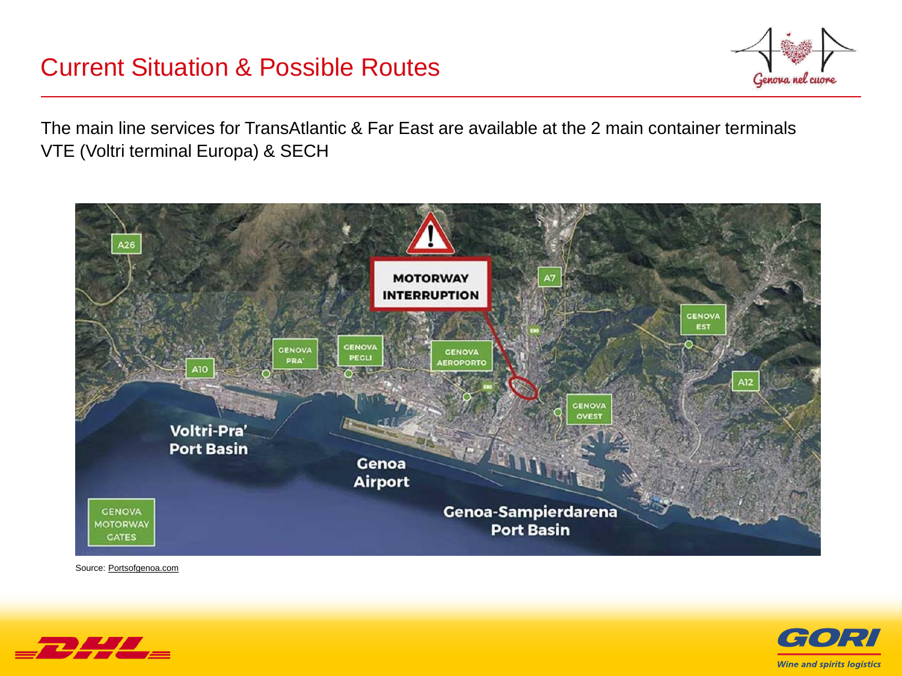# Current Situation & Possible Routes

The main line services for TransAtlantic & Far East are available at the 2 main container terminals VTE (Voltri terminal Europa) & SECH

Source: Portsofgenoa.com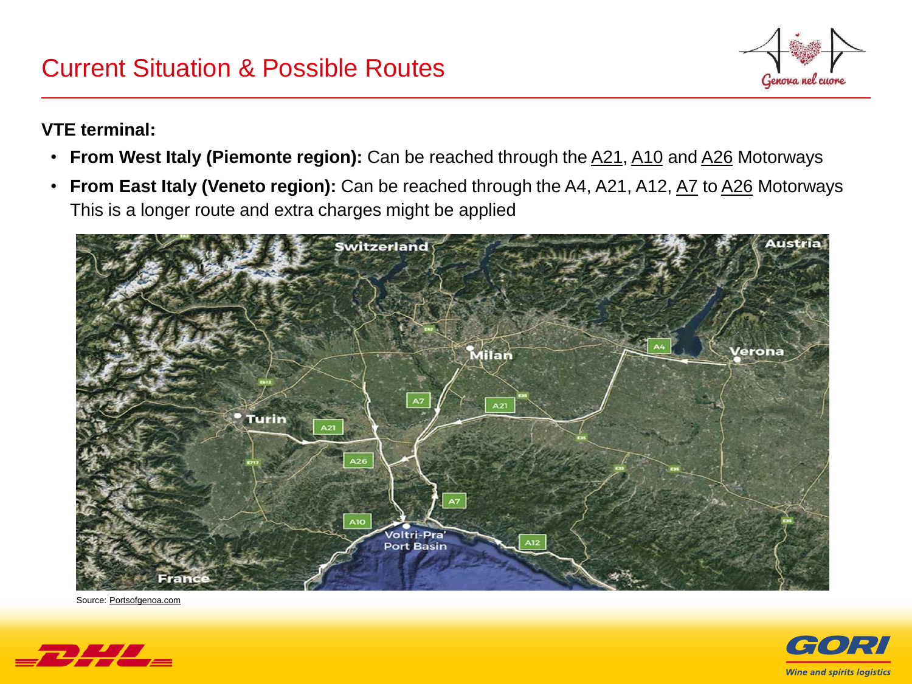## Current Situation & Possible Routes

**VTE terminal:**

- **From West Italy (Piemonte region):** Can be reached through the A21, A10 and A26 Motorways
- **From East Italy (Veneto region):** Can be reached through the A4, A21, A12, A7 to A26 Motorways
  This is a longer route and extra charges might be applied

Source: Portsofgenoa.com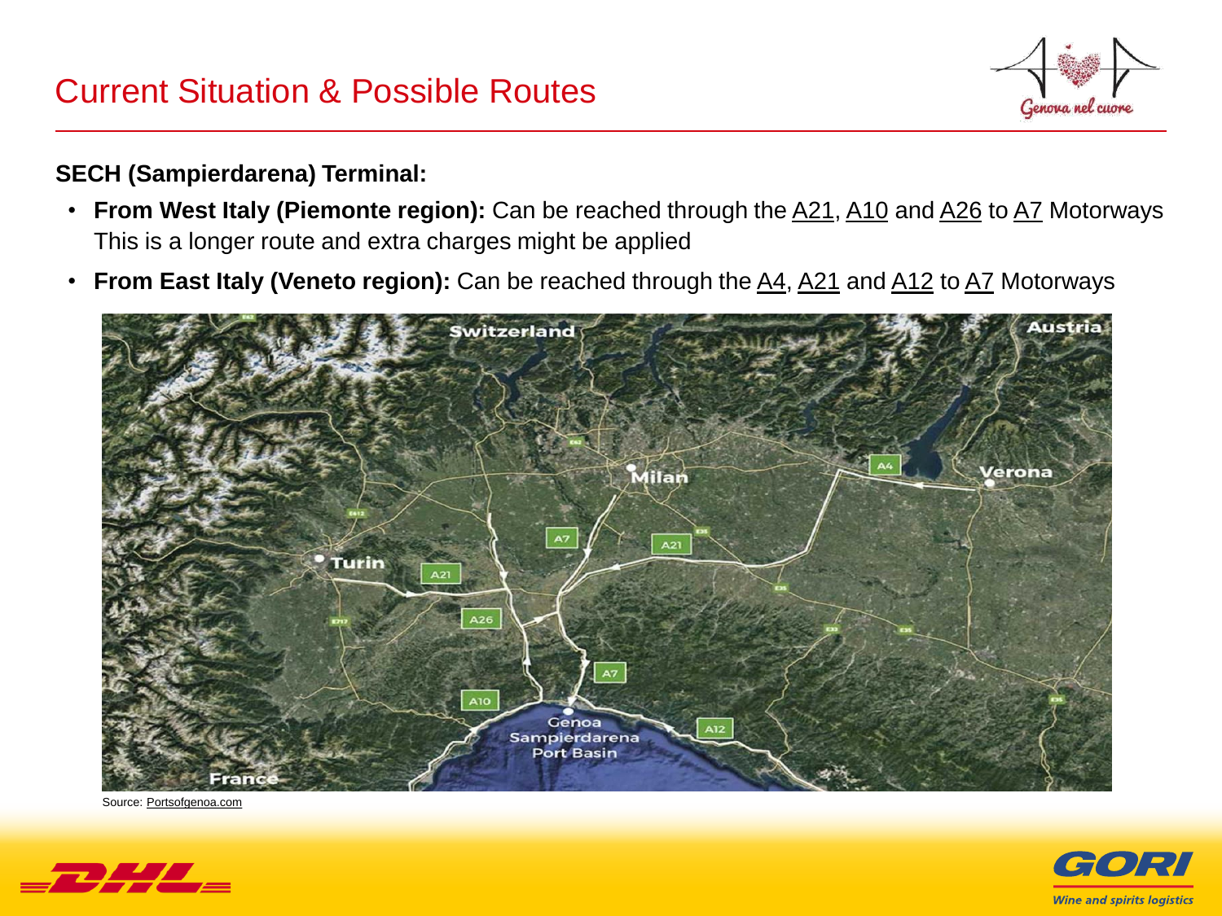# Current Situation & Possible Routes

**SECH (Sampierdarena) Terminal:**

- **From West Italy (Piemonte region):** Can be reached through the A21, A10 and A26 to A7 Motorways This is a longer route and extra charges might be applied
- **From East Italy (Veneto region):** Can be reached through the A4, A21 and A12 to A7 Motorways

Source: Portsofgenoa.com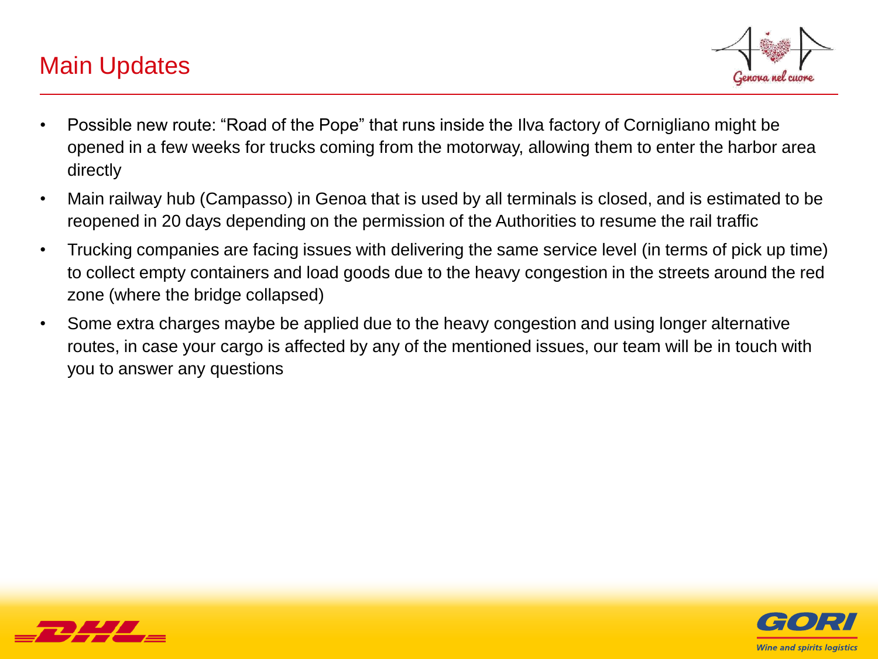## Main Updates

- Possible new route: "Road of the Pope" that runs inside the Ilva factory of Cornigliano might be opened in a few weeks for trucks coming from the motorway, allowing them to enter the harbor area directly
- Main railway hub (Campasso) in Genoa that is used by all terminals is closed, and is estimated to be reopened in 20 days depending on the permission of the Authorities to resume the rail traffic
- Trucking companies are facing issues with delivering the same service level (in terms of pick up time) to collect empty containers and load goods due to the heavy congestion in the streets around the red zone (where the bridge collapsed)
- Some extra charges maybe be applied due to the heavy congestion and using longer alternative routes, in case your cargo is affected by any of the mentioned issues, our team will be in touch with you to answer any questions